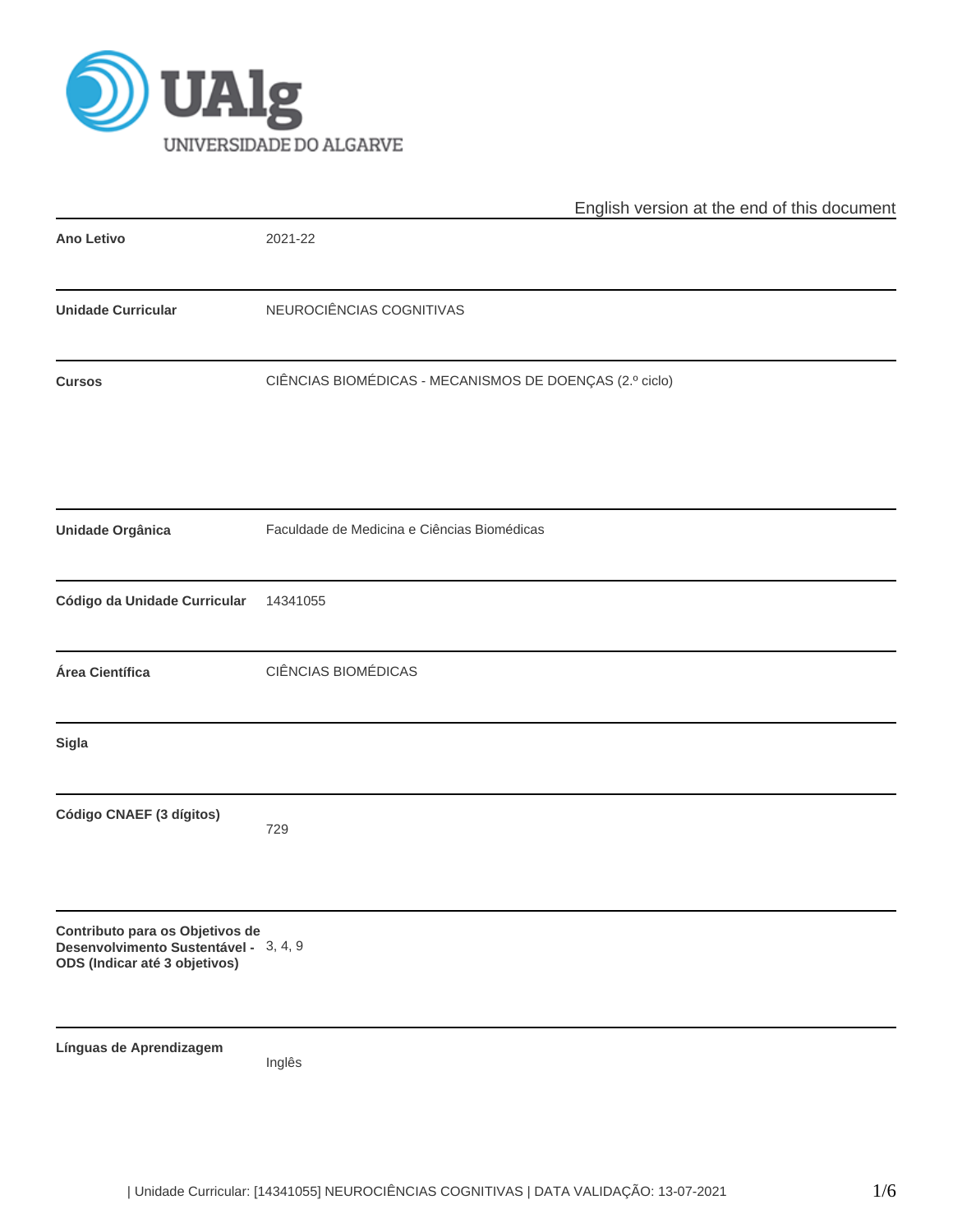English version at the end of this document

| | |
|---|---|
| **Ano Letivo** | 2021-22 |
| **Unidade Curricular** | NEUROCIÊNCIAS COGNITIVAS |
| **Cursos** | CIÊNCIAS BIOMÉDICAS - MECANISMOS DE DOENÇAS (2.º ciclo) |
| **Unidade Orgânica** | Faculdade de Medicina e Ciências Biomédicas |
| **Código da Unidade Curricular** | 14341055 |
| **Área Científica** | CIÊNCIAS BIOMÉDICAS |
| **Sigla** | |
| **Código CNAEF (3 dígitos)** | 729 |
| **Contributo para os Objetivos de Desenvolvimento Sustentável - ODS (Indicar até 3 objetivos)** | 3, 4, 9 |
| **Línguas de Aprendizagem** | Inglês |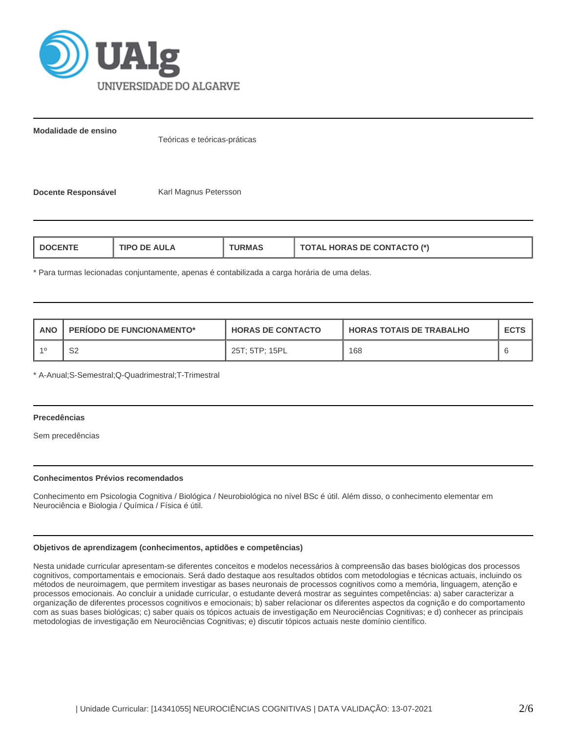**Modalidade de ensino**

Teóricas e teóricas-práticas

**Docente Responsável**

Karl Magnus Petersson

| DOCENTE | TIPO DE AULA | TURMAS | TOTAL HORAS DE CONTACTO (*) |
|---|---|---|---|

* Para turmas lecionadas conjuntamente, apenas é contabilizada a carga horária de uma delas.

| ANO | PERÍODO DE FUNCIONAMENTO* | HORAS DE CONTACTO | HORAS TOTAIS DE TRABALHO | ECTS |
|---|---|---|---|---|
| 1º | S2 | 25T; 5TP; 15PL | 168 | 6 |

* A-Anual;S-Semestral;Q-Quadrimestral;T-Trimestral

**Precedências**

Sem precedências

**Conhecimentos Prévios recomendados**

Conhecimento em Psicologia Cognitiva / Biológica / Neurobiológica no nível BSc é útil. Além disso, o conhecimento elementar em Neurociência e Biologia / Química / Física é útil.

**Objetivos de aprendizagem (conhecimentos, aptidões e competências)**

Nesta unidade curricular apresentam-se diferentes conceitos e modelos necessários à compreensão das bases biológicas dos processos cognitivos, comportamentais e emocionais. Será dado destaque aos resultados obtidos com metodologias e técnicas actuais, incluindo os métodos de neuroimagem, que permitem investigar as bases neuronais de processos cognitivos como a memória, linguagem, atenção e processos emocionais. Ao concluir a unidade curricular, o estudante deverá mostrar as seguintes competências: a) saber caracterizar a organização de diferentes processos cognitivos e emocionais; b) saber relacionar os diferentes aspectos da cognição e do comportamento com as suas bases biológicas; c) saber quais os tópicos actuais de investigação em Neurociências Cognitivas; e d) conhecer as principais metodologias de investigação em Neurociências Cognitivas; e) discutir tópicos actuais neste domínio científico.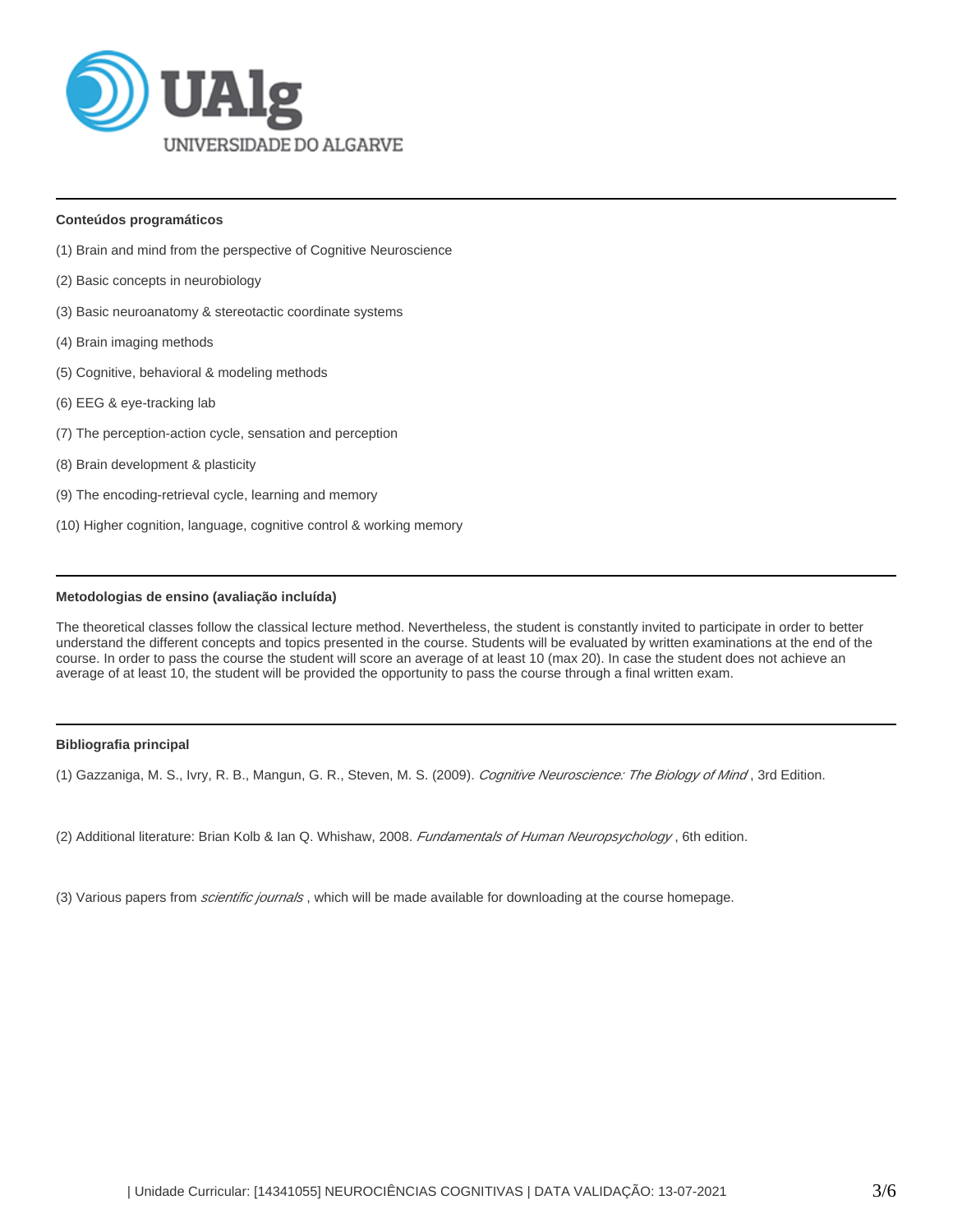**Conteúdos programáticos**

(1) Brain and mind from the perspective of Cognitive Neuroscience

(2) Basic concepts in neurobiology

(3) Basic neuroanatomy & stereotactic coordinate systems

(4) Brain imaging methods

(5) Cognitive, behavioral & modeling methods

(6) EEG & eye-tracking lab

(7) The perception-action cycle, sensation and perception

(8) Brain development & plasticity

(9) The encoding-retrieval cycle, learning and memory

(10) Higher cognition, language, cognitive control & working memory

**Metodologias de ensino (avaliação incluída)**

The theoretical classes follow the classical lecture method. Nevertheless, the student is constantly invited to participate in order to better understand the different concepts and topics presented in the course. Students will be evaluated by written examinations at the end of the course. In order to pass the course the student will score an average of at least 10 (max 20). In case the student does not achieve an average of at least 10, the student will be provided the opportunity to pass the course through a final written exam.

**Bibliografia principal**

(1) Gazzaniga, M. S., Ivry, R. B., Mangun, G. R., Steven, M. S. (2009). *Cognitive Neuroscience: The Biology of Mind* , 3rd Edition.

(2) Additional literature: Brian Kolb & Ian Q. Whishaw, 2008. *Fundamentals of Human Neuropsychology* , 6th edition.

(3) Various papers from *scientific journals* , which will be made available for downloading at the course homepage.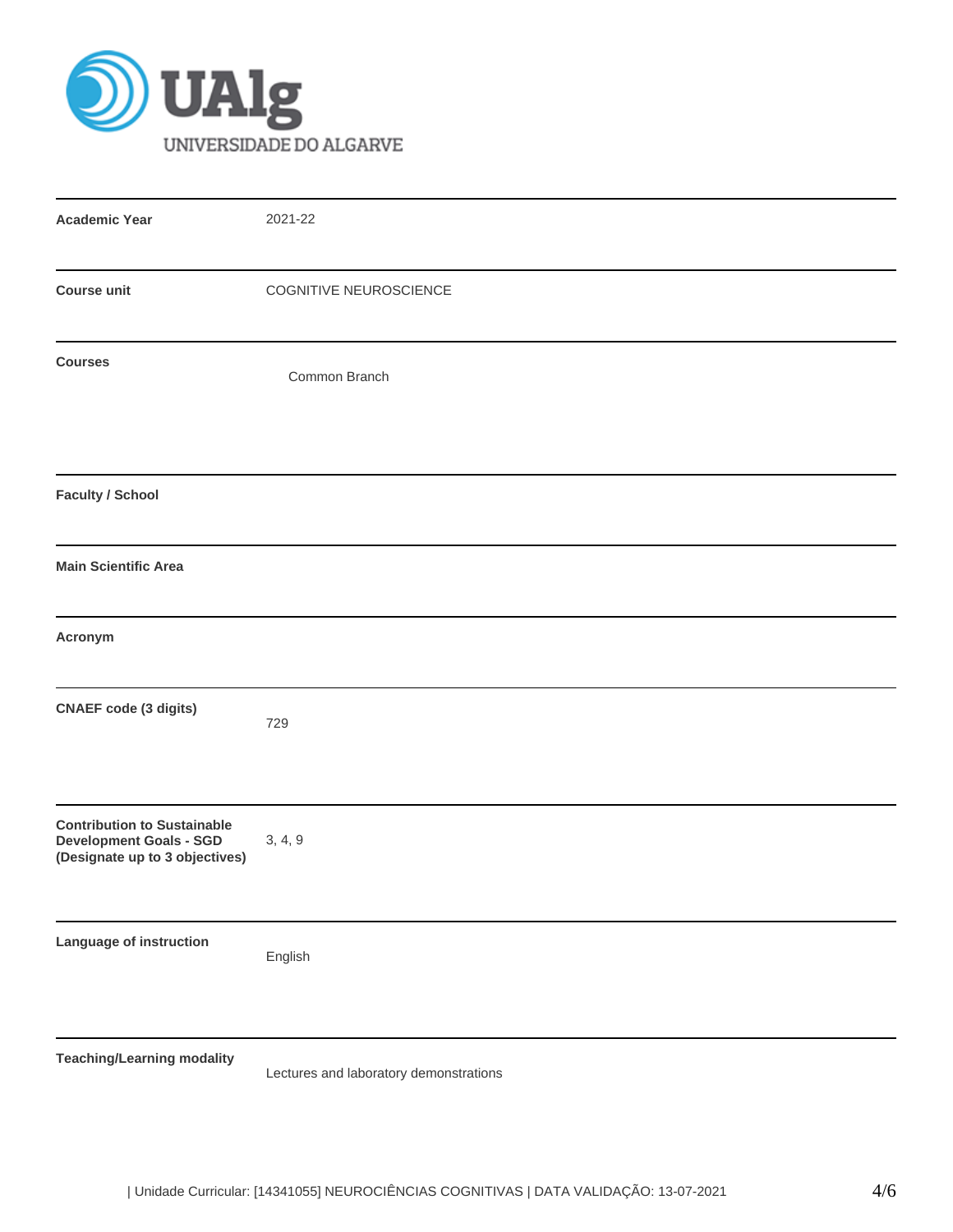| | |
|---|---|
| **Academic Year** | 2021-22 |
| **Course unit** | COGNITIVE NEUROSCIENCE |
| **Courses** | Common Branch |
| **Faculty / School** | |
| **Main Scientific Area** | |
| **Acronym** | |
| **CNAEF code (3 digits)** | 729 |
| **Contribution to Sustainable Development Goals - SGD (Designate up to 3 objectives)** | 3, 4, 9 |
| **Language of instruction** | English |
| **Teaching/Learning modality** | Lectures and laboratory demonstrations |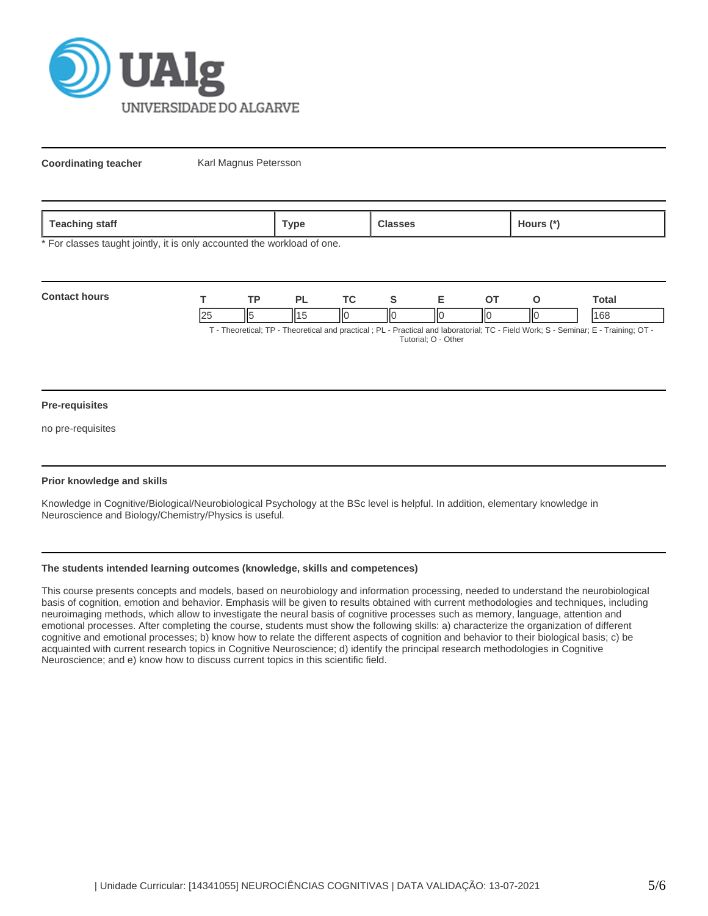**Coordinating teacher** Karl Magnus Petersson

| Teaching staff | Type | Classes | Hours (*) |
|---|---|---|---|

* For classes taught jointly, it is only accounted the workload of one.

**Contact hours**

| T | TP | PL | TC | S | E | OT | O | Total |
|---|---|---|---|---|---|---|---|---|
| 25 | 5 | 15 | 0 | 0 | 0 | 0 | 0 | 168 |

T - Theoretical; TP - Theoretical and practical ; PL - Practical and laboratorial; TC - Field Work; S - Seminar; E - Training; OT - Tutorial; O - Other

**Pre-requisites**

no pre-requisites

**Prior knowledge and skills**

Knowledge in Cognitive/Biological/Neurobiological Psychology at the BSc level is helpful. In addition, elementary knowledge in Neuroscience and Biology/Chemistry/Physics is useful.

**The students intended learning outcomes (knowledge, skills and competences)**

This course presents concepts and models, based on neurobiology and information processing, needed to understand the neurobiological basis of cognition, emotion and behavior. Emphasis will be given to results obtained with current methodologies and techniques, including neuroimaging methods, which allow to investigate the neural basis of cognitive processes such as memory, language, attention and emotional processes. After completing the course, students must show the following skills: a) characterize the organization of different cognitive and emotional processes; b) know how to relate the different aspects of cognition and behavior to their biological basis; c) be acquainted with current research topics in Cognitive Neuroscience; d) identify the principal research methodologies in Cognitive Neuroscience; and e) know how to discuss current topics in this scientific field.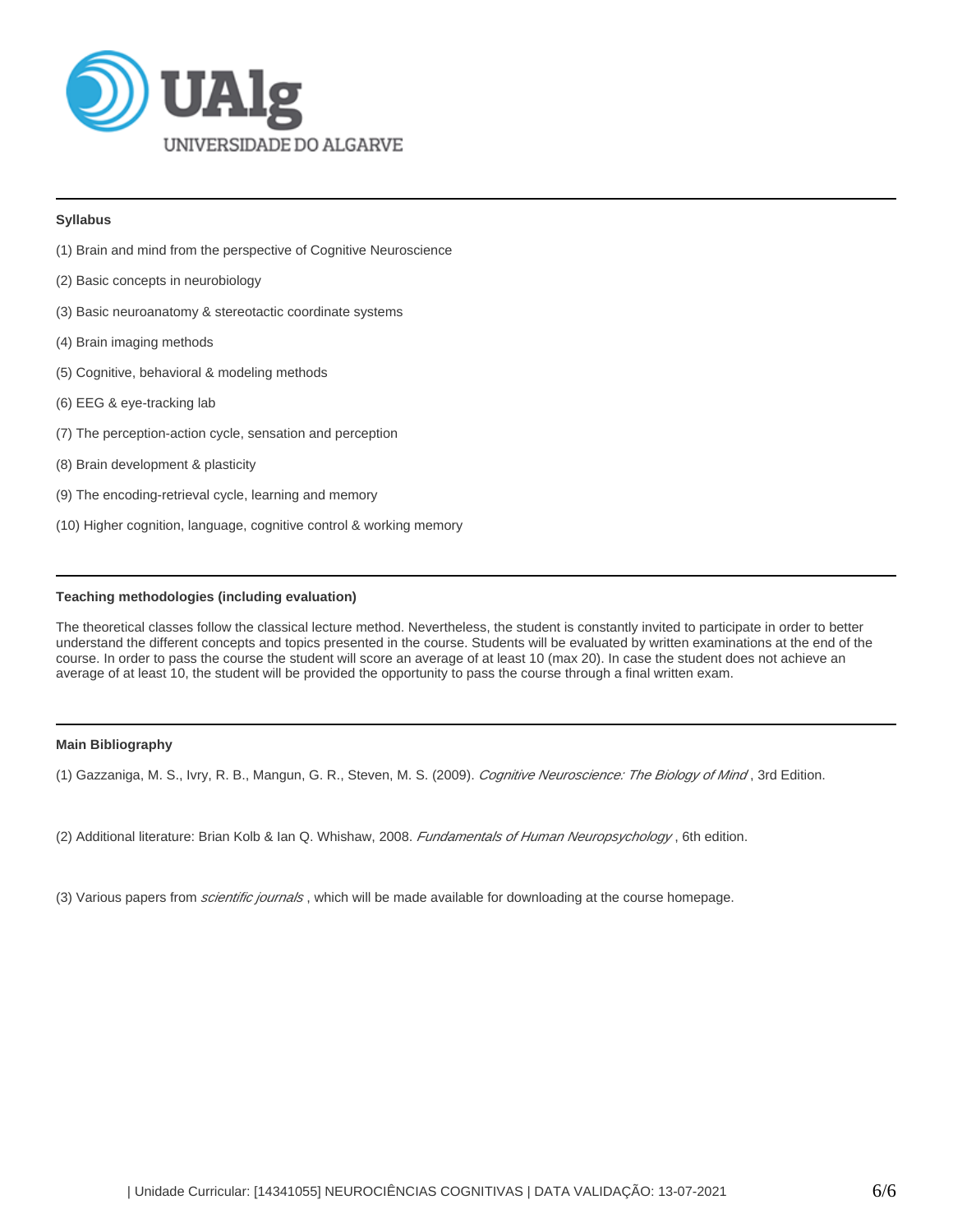**Syllabus**

(1) Brain and mind from the perspective of Cognitive Neuroscience

(2) Basic concepts in neurobiology

(3) Basic neuroanatomy & stereotactic coordinate systems

(4) Brain imaging methods

(5) Cognitive, behavioral & modeling methods

(6) EEG & eye-tracking lab

(7) The perception-action cycle, sensation and perception

(8) Brain development & plasticity

(9) The encoding-retrieval cycle, learning and memory

(10) Higher cognition, language, cognitive control & working memory

**Teaching methodologies (including evaluation)**

The theoretical classes follow the classical lecture method. Nevertheless, the student is constantly invited to participate in order to better understand the different concepts and topics presented in the course. Students will be evaluated by written examinations at the end of the course. In order to pass the course the student will score an average of at least 10 (max 20). In case the student does not achieve an average of at least 10, the student will be provided the opportunity to pass the course through a final written exam.

**Main Bibliography**

(1) Gazzaniga, M. S., Ivry, R. B., Mangun, G. R., Steven, M. S. (2009). *Cognitive Neuroscience: The Biology of Mind* , 3rd Edition.

(2) Additional literature: Brian Kolb & Ian Q. Whishaw, 2008. *Fundamentals of Human Neuropsychology* , 6th edition.

(3) Various papers from *scientific journals* , which will be made available for downloading at the course homepage.